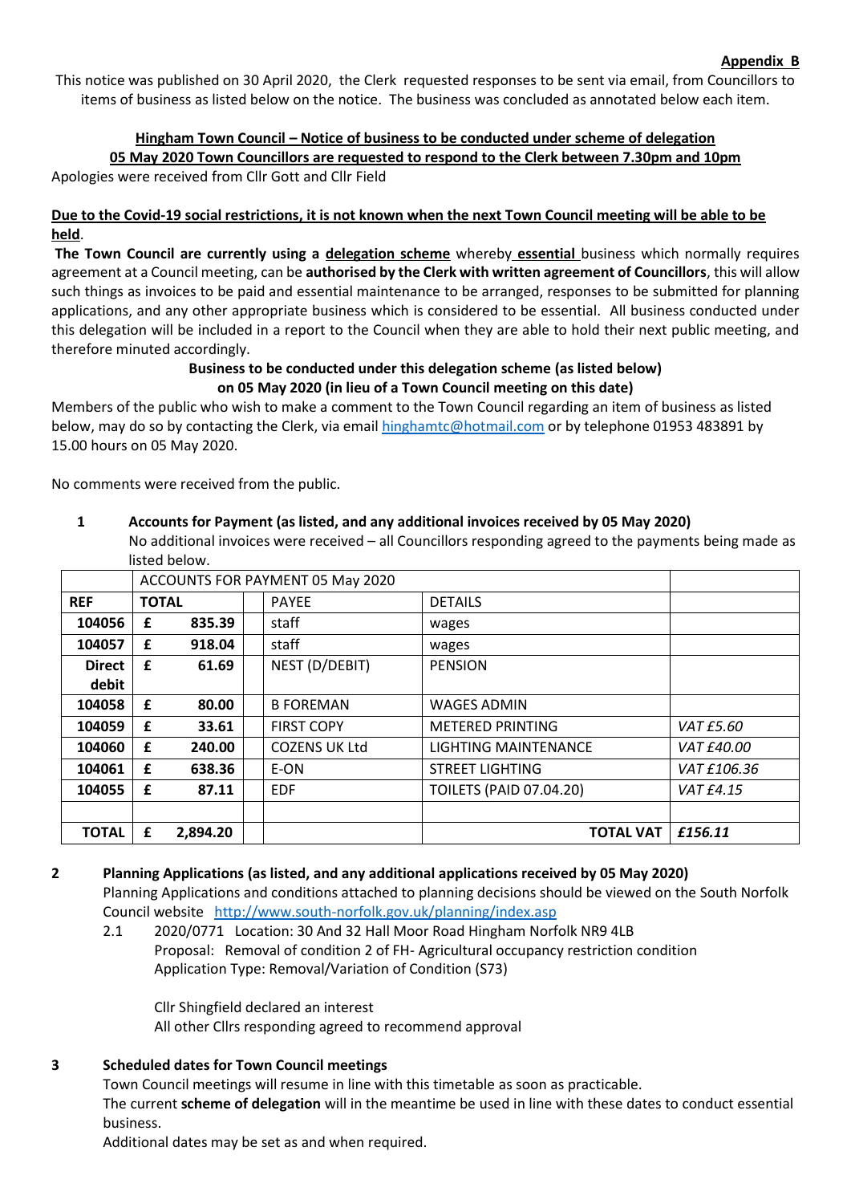**Appendix B**

This notice was published on 30 April 2020, the Clerk requested responses to be sent via email, from Councillors to items of business as listed below on the notice. The business was concluded as annotated below each item.

**Hingham Town Council – Notice of business to be conducted under scheme of delegation**

**05 May 2020 Town Councillors are requested to respond to the Clerk between 7.30pm and 10pm**

Apologies were received from Cllr Gott and Cllr Field

**Due to the Covid-19 social restrictions, it is not known when the next Town Council meeting will be able to be held.**

**The Town Council are currently using a delegation scheme** whereby **essential** business which normally requires agreement at a Council meeting, can be **authorised by the Clerk with written agreement of Councillors**, this will allow such things as invoices to be paid and essential maintenance to be arranged, responses to be submitted for planning applications, and any other appropriate business which is considered to be essential. All business conducted under this delegation will be included in a report to the Council when they are able to hold their next public meeting, and therefore minuted accordingly.

**Business to be conducted under this delegation scheme (as listed below) on 05 May 2020 (in lieu of a Town Council meeting on this date)**

Members of the public who wish to make a comment to the Town Council regarding an item of business as listed below, may do so by contacting the Clerk, via email hinghamtc@hotmail.com or by telephone 01953 483891 by 15.00 hours on 05 May 2020.

No comments were received from the public.

**1 Accounts for Payment (as listed, and any additional invoices received by 05 May 2020)**

No additional invoices were received – all Councillors responding agreed to the payments being made as listed below.

| | ACCOUNTS FOR PAYMENT 05 May 2020 | | | |
|---|---|---|---|---|
| **REF** | **TOTAL** | PAYEE | DETAILS | |
| **104056** | **£ 835.39** | staff | wages | |
| **104057** | **£ 918.04** | staff | wages | |
| **Direct debit** | **£ 61.69** | NEST (D/DEBIT) | PENSION | |
| **104058** | **£ 80.00** | B FOREMAN | WAGES ADMIN | |
| **104059** | **£ 33.61** | FIRST COPY | METERED PRINTING | *VAT £5.60* |
| **104060** | **£ 240.00** | COZENS UK Ltd | LIGHTING MAINTENANCE | *VAT £40.00* |
| **104061** | **£ 638.36** | E-ON | STREET LIGHTING | *VAT £106.36* |
| **104055** | **£ 87.11** | EDF | TOILETS (PAID 07.04.20) | *VAT £4.15* |
| | | | | |
| **TOTAL** | **£ 2,894.20** | | **TOTAL VAT** | ***£156.11*** |

**2 Planning Applications (as listed, and any additional applications received by 05 May 2020)**

Planning Applications and conditions attached to planning decisions should be viewed on the South Norfolk Council website http://www.south-norfolk.gov.uk/planning/index.asp

2.1 2020/0771 Location: 30 And 32 Hall Moor Road Hingham Norfolk NR9 4LB
Proposal: Removal of condition 2 of FH- Agricultural occupancy restriction condition
Application Type: Removal/Variation of Condition (S73)

Cllr Shingfield declared an interest
All other Cllrs responding agreed to recommend approval

**3 Scheduled dates for Town Council meetings**

Town Council meetings will resume in line with this timetable as soon as practicable.
The current **scheme of delegation** will in the meantime be used in line with these dates to conduct essential business.
Additional dates may be set as and when required.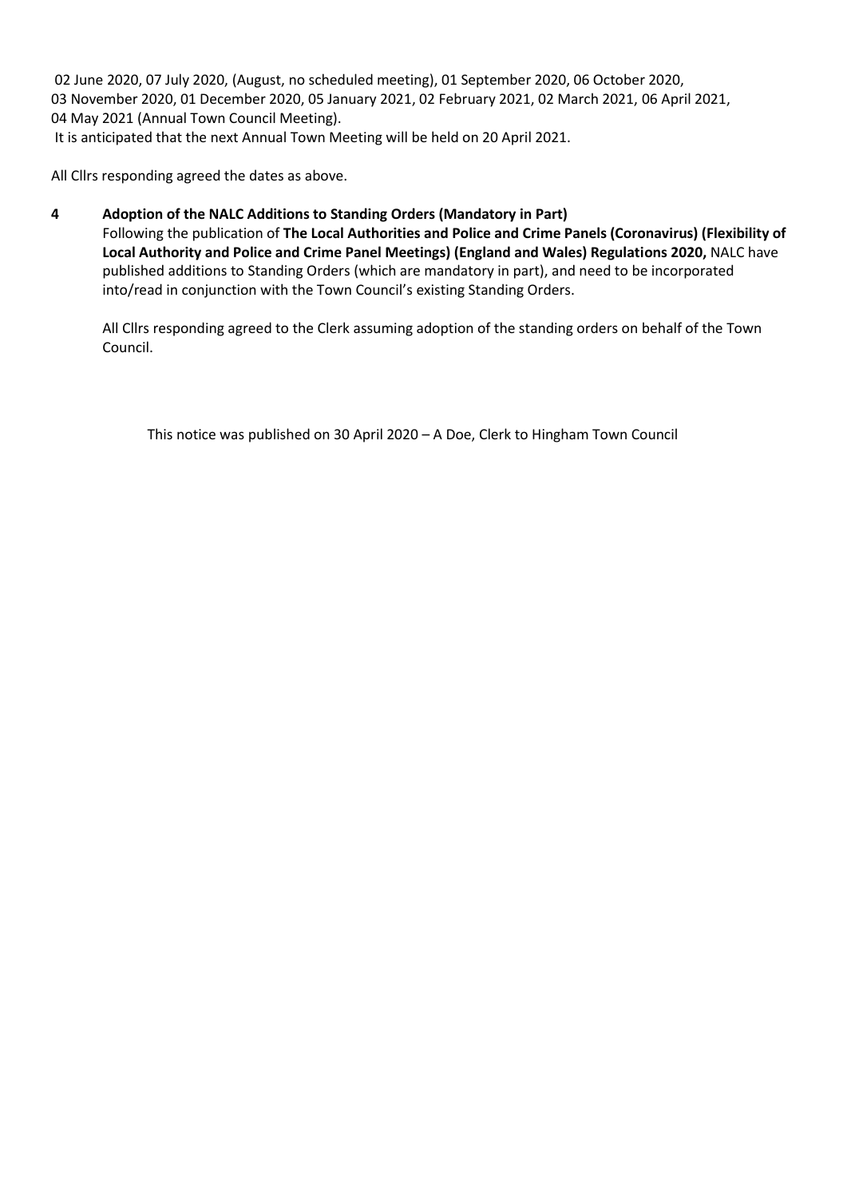02 June 2020, 07 July 2020, (August, no scheduled meeting), 01 September 2020, 06 October 2020, 03 November 2020, 01 December 2020, 05 January 2021, 02 February 2021, 02 March 2021, 06 April 2021, 04 May 2021 (Annual Town Council Meeting).
It is anticipated that the next Annual Town Meeting will be held on 20 April 2021.

All Cllrs responding agreed the dates as above.

**4 Adoption of the NALC Additions to Standing Orders (Mandatory in Part)**

Following the publication of **The Local Authorities and Police and Crime Panels (Coronavirus) (Flexibility of Local Authority and Police and Crime Panel Meetings) (England and Wales) Regulations 2020,** NALC have published additions to Standing Orders (which are mandatory in part), and need to be incorporated into/read in conjunction with the Town Council's existing Standing Orders.

All Cllrs responding agreed to the Clerk assuming adoption of the standing orders on behalf of the Town Council.

This notice was published on 30 April 2020 – A Doe, Clerk to Hingham Town Council